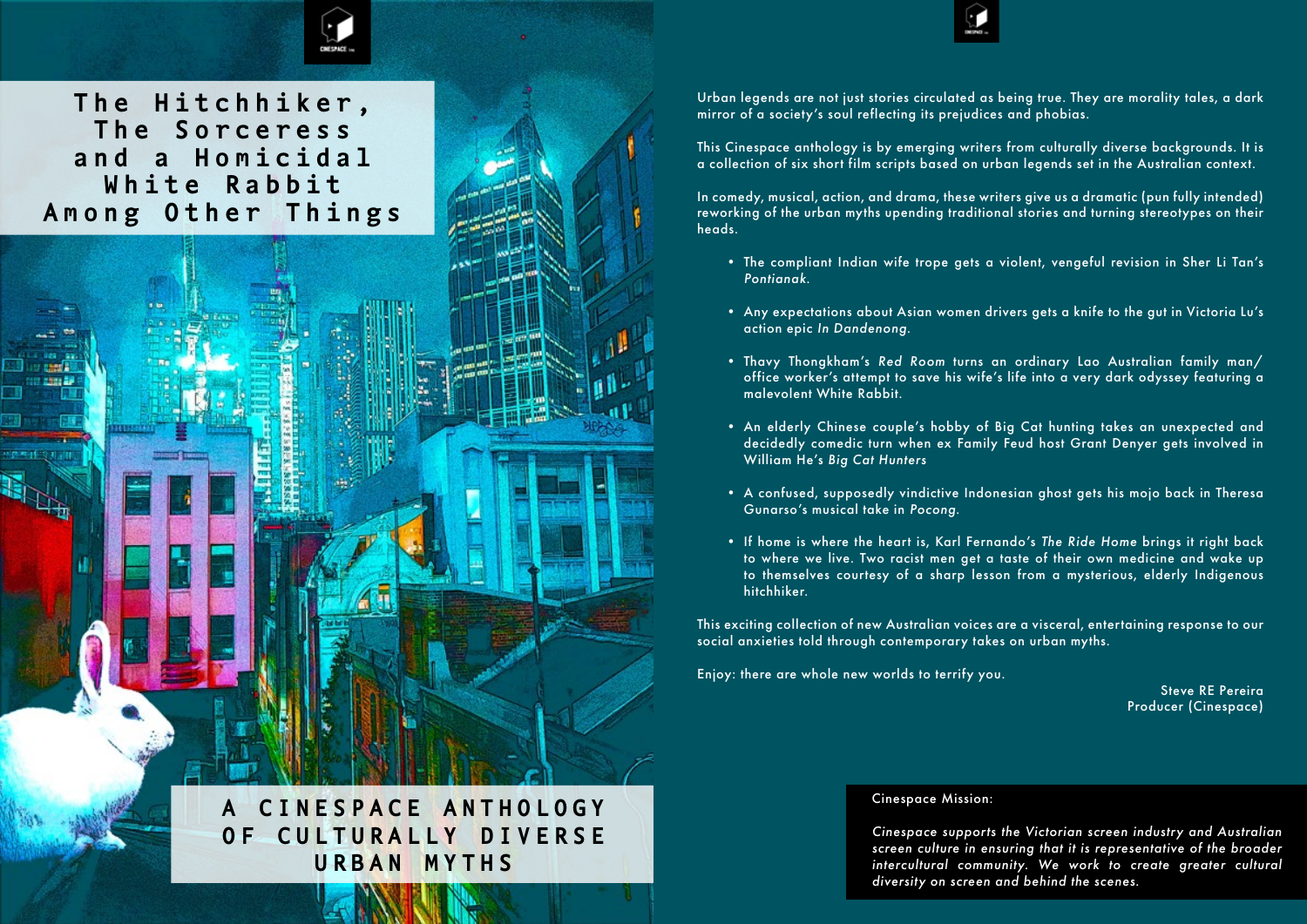# The Hitchhiker, The Sorceress and a Homicidal White Rabbit Among Other Things

## A CINESPACE ANTHOLOGY OF CULTURALLY DIVERSE URBAN MYTHS

Urban legends are not just stories circulated as being true. They are morality tales, a dark mirror of a society's soul reflecting its prejudices and phobias.

This Cinespace anthology is by emerging writers from culturally diverse backgrounds. It is a collection of six short film scripts based on urban legends set in the Australian context.

In comedy, musical, action, and drama, these writers give us a dramatic (pun fully intended) reworking of the urban myths upending traditional stories and turning stereotypes on their heads.

- The compliant Indian wife trope gets a violent, vengeful revision in Sher Li Tan's *Pontianak*.
- Any expectations about Asian women drivers gets a knife to the gut in Victoria Lu's action epic *In Dandenong*.
- Thavy Thongkham's *Red Room* turns an ordinary Lao Australian family man/ office worker's attempt to save his wife's life into a very dark odyssey featuring a malevolent White Rabbit.
- An elderly Chinese couple's hobby of Big Cat hunting takes an unexpected and decidedly comedic turn when ex Family Feud host Grant Denyer gets involved in William He's *Big Cat Hunters*
- A confused, supposedly vindictive Indonesian ghost gets his mojo back in Theresa Gunarso's musical take in *Pocong*.
- If home is where the heart is, Karl Fernando's *The Ride Home* brings it right back to where we live. Two racist men get a taste of their own medicine and wake up to themselves courtesy of a sharp lesson from a mysterious, elderly Indigenous hitchhiker.

This exciting collection of new Australian voices are a visceral, entertaining response to our social anxieties told through contemporary takes on urban myths.

Enjoy: there are whole new worlds to terrify you.

Steve RE Pereira
Producer (Cinespace)

Cinespace Mission:

*Cinespace supports the Victorian screen industry and Australian screen culture in ensuring that it is representative of the broader intercultural community. We work to create greater cultural diversity on screen and behind the scenes.*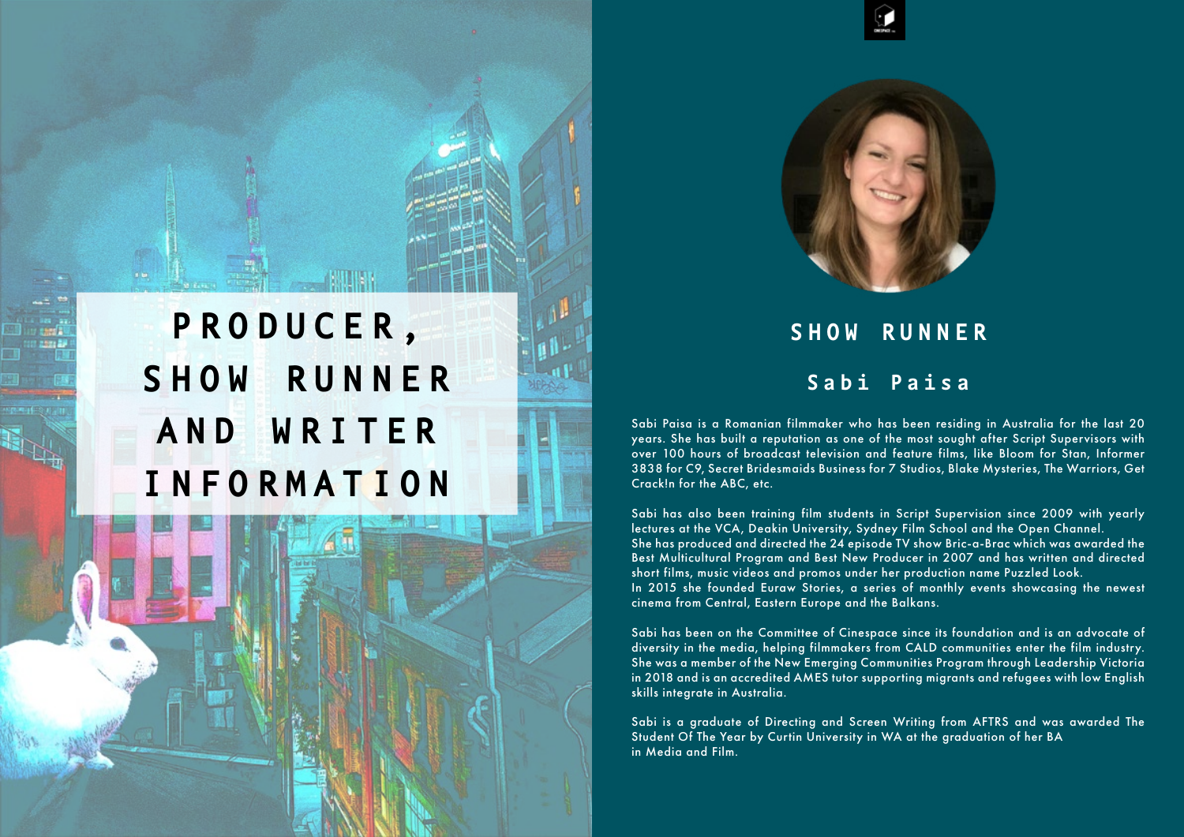# PRODUCER, SHOW RUNNER AND WRITER INFORMATION

## SHOW RUNNER

### Sabi Paisa

Sabi Paisa is a Romanian filmmaker who has been residing in Australia for the last 20 years. She has built a reputation as one of the most sought after Script Supervisors with over 100 hours of broadcast television and feature films, like Bloom for Stan, Informer 3838 for C9, Secret Bridesmaids Business for 7 Studios, Blake Mysteries, The Warriors, Get CrackIn for the ABC, etc.

Sabi has also been training film students in Script Supervision since 2009 with yearly lectures at the VCA, Deakin University, Sydney Film School and the Open Channel. She has produced and directed the 24 episode TV show Bric-a-Brac which was awarded the Best Multicultural Program and Best New Producer in 2007 and has written and directed short films, music videos and promos under her production name Puzzled Look. In 2015 she founded Euraw Stories, a series of monthly events showcasing the newest cinema from Central, Eastern Europe and the Balkans.

Sabi has been on the Committee of Cinespace since its foundation and is an advocate of diversity in the media, helping filmmakers from CALD communities enter the film industry. She was a member of the New Emerging Communities Program through Leadership Victoria in 2018 and is an accredited AMES tutor supporting migrants and refugees with low English skills integrate in Australia.

Sabi is a graduate of Directing and Screen Writing from AFTRS and was awarded The Student Of The Year by Curtin University in WA at the graduation of her BA in Media and Film.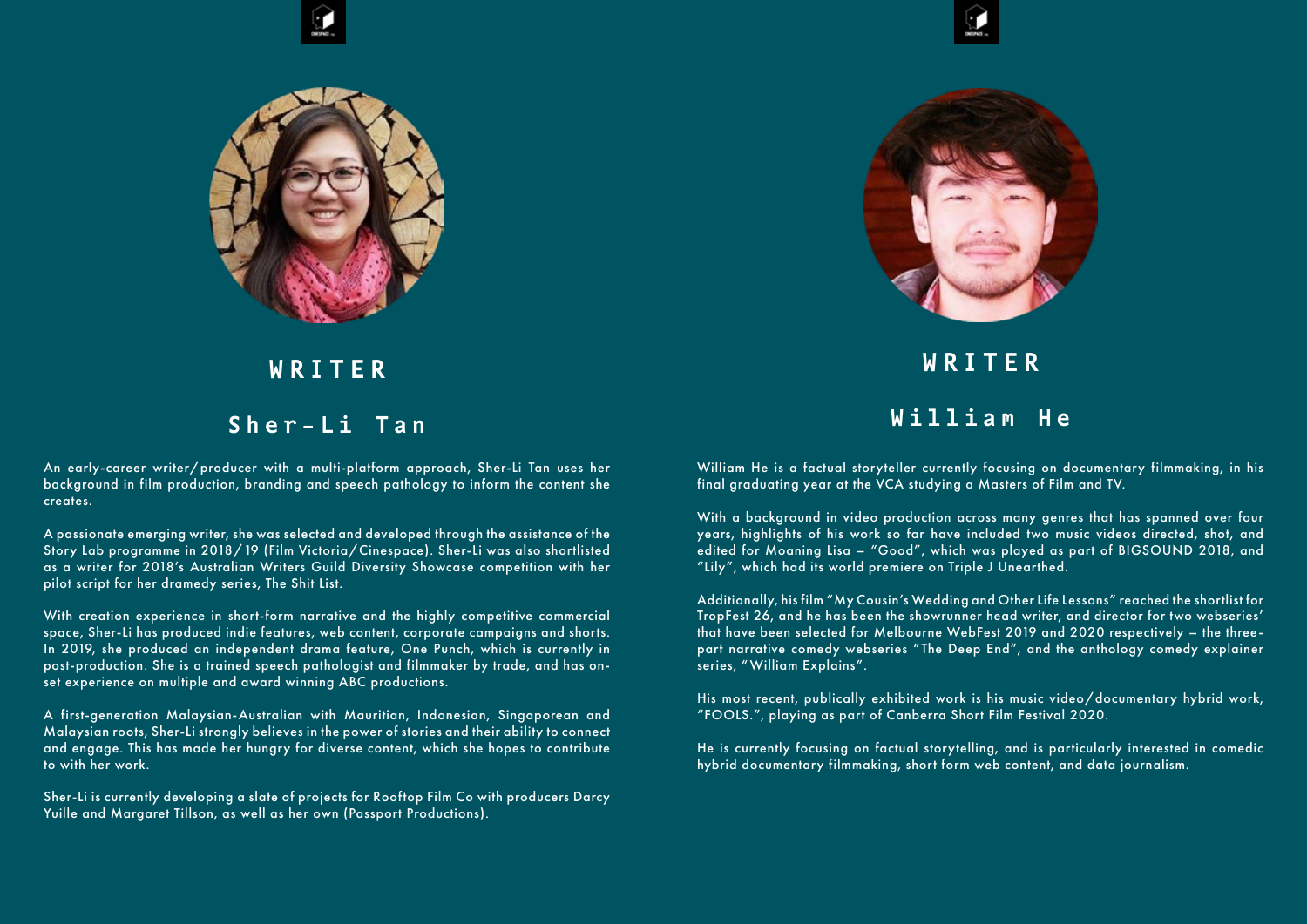## WRITER

### Sher-Li Tan

An early-career writer/producer with a multi-platform approach, Sher-Li Tan uses her background in film production, branding and speech pathology to inform the content she creates.

A passionate emerging writer, she was selected and developed through the assistance of the Story Lab programme in 2018/19 (Film Victoria/Cinespace). Sher-Li was also shortlisted as a writer for 2018's Australian Writers Guild Diversity Showcase competition with her pilot script for her dramedy series, The Shit List.

With creation experience in short-form narrative and the highly competitive commercial space, Sher-Li has produced indie features, web content, corporate campaigns and shorts. In 2019, she produced an independent drama feature, One Punch, which is currently in post-production. She is a trained speech pathologist and filmmaker by trade, and has on-set experience on multiple and award winning ABC productions.

A first-generation Malaysian-Australian with Mauritian, Indonesian, Singaporean and Malaysian roots, Sher-Li strongly believes in the power of stories and their ability to connect and engage. This has made her hungry for diverse content, which she hopes to contribute to with her work.

Sher-Li is currently developing a slate of projects for Rooftop Film Co with producers Darcy Yuille and Margaret Tillson, as well as her own (Passport Productions).

## WRITER

### William He

William He is a factual storyteller currently focusing on documentary filmmaking, in his final graduating year at the VCA studying a Masters of Film and TV.

With a background in video production across many genres that has spanned over four years, highlights of his work so far have included two music videos directed, shot, and edited for Moaning Lisa – "Good", which was played as part of BIGSOUND 2018, and "Lily", which had its world premiere on Triple J Unearthed.

Additionally, his film "My Cousin's Wedding and Other Life Lessons" reached the shortlist for TropFest 26, and he has been the showrunner head writer, and director for two webseries' that have been selected for Melbourne WebFest 2019 and 2020 respectively – the three-part narrative comedy webseries "The Deep End", and the anthology comedy explainer series, "William Explains".

His most recent, publically exhibited work is his music video/documentary hybrid work, "FOOLS.", playing as part of Canberra Short Film Festival 2020.

He is currently focusing on factual storytelling, and is particularly interested in comedic hybrid documentary filmmaking, short form web content, and data journalism.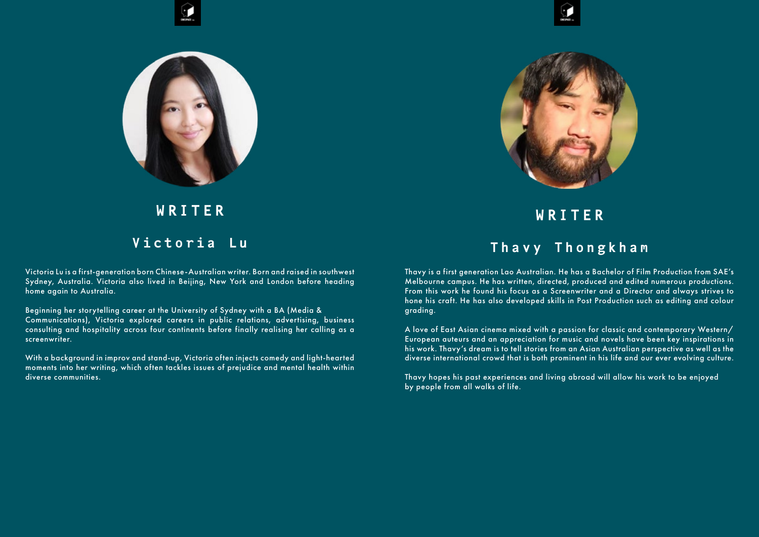## WRITER

### Victoria Lu

Victoria Lu is a first-generation born Chinese-Australian writer. Born and raised in southwest Sydney, Australia. Victoria also lived in Beijing, New York and London before heading home again to Australia.

Beginning her storytelling career at the University of Sydney with a BA (Media & Communications), Victoria explored careers in public relations, advertising, business consulting and hospitality across four continents before finally realising her calling as a screenwriter.

With a background in improv and stand-up, Victoria often injects comedy and light-hearted moments into her writing, which often tackles issues of prejudice and mental health within diverse communities.

## WRITER

### Thavy Thongkham

Thavy is a first generation Lao Australian. He has a Bachelor of Film Production from SAE's Melbourne campus. He has written, directed, produced and edited numerous productions. From this work he found his focus as a Screenwriter and a Director and always strives to hone his craft. He has also developed skills in Post Production such as editing and colour grading.

A love of East Asian cinema mixed with a passion for classic and contemporary Western/European auteurs and an appreciation for music and novels have been key inspirations in his work. Thavy's dream is to tell stories from an Asian Australian perspective as well as the diverse international crowd that is both prominent in his life and our ever evolving culture.

Thavy hopes his past experiences and living abroad will allow his work to be enjoyed by people from all walks of life.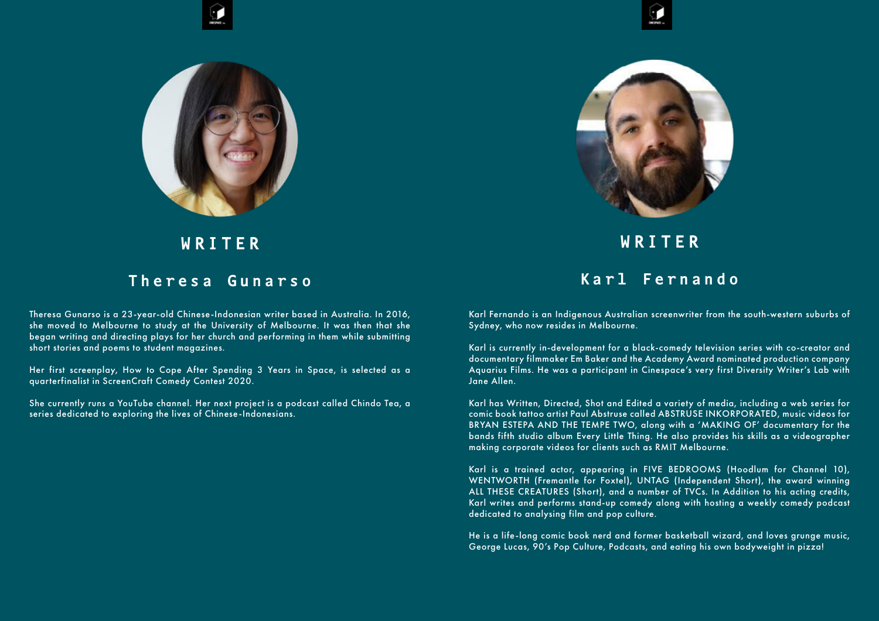## WRITER

### Theresa Gunarso

Theresa Gunarso is a 23-year-old Chinese-Indonesian writer based in Australia. In 2016, she moved to Melbourne to study at the University of Melbourne. It was then that she began writing and directing plays for her church and performing in them while submitting short stories and poems to student magazines.

Her first screenplay, How to Cope After Spending 3 Years in Space, is selected as a quarterfinalist in ScreenCraft Comedy Contest 2020.

She currently runs a YouTube channel. Her next project is a podcast called Chindo Tea, a series dedicated to exploring the lives of Chinese-Indonesians.

## WRITER

### Karl Fernando

Karl Fernando is an Indigenous Australian screenwriter from the south-western suburbs of Sydney, who now resides in Melbourne.

Karl is currently in-development for a black-comedy television series with co-creator and documentary filmmaker Em Baker and the Academy Award nominated production company Aquarius Films. He was a participant in Cinespace's very first Diversity Writer's Lab with Jane Allen.

Karl has Written, Directed, Shot and Edited a variety of media, including a web series for comic book tattoo artist Paul Abstruse called ABSTRUSE INKORPORATED, music videos for BRYAN ESTEPA AND THE TEMPE TWO, along with a 'MAKING OF' documentary for the bands fifth studio album Every Little Thing. He also provides his skills as a videographer making corporate videos for clients such as RMIT Melbourne.

Karl is a trained actor, appearing in FIVE BEDROOMS (Hoodlum for Channel 10), WENTWORTH (Fremantle for Foxtel), UNTAG (Independent Short), the award winning ALL THESE CREATURES (Short), and a number of TVCs. In Addition to his acting credits, Karl writes and performs stand-up comedy along with hosting a weekly comedy podcast dedicated to analysing film and pop culture.

He is a life-long comic book nerd and former basketball wizard, and loves grunge music, George Lucas, 90's Pop Culture, Podcasts, and eating his own bodyweight in pizza!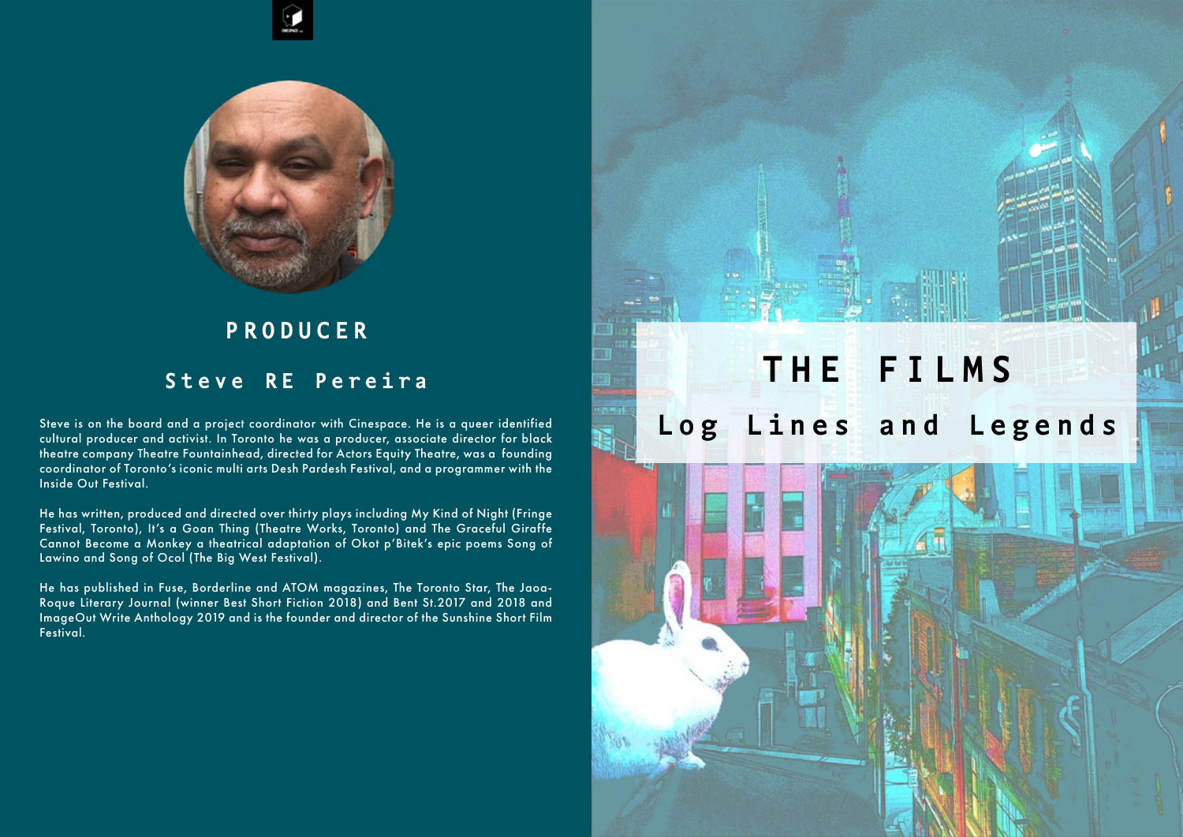## PRODUCER

### Steve RE Pereira

Steve is on the board and a project coordinator with Cinespace. He is a queer identified cultural producer and activist. In Toronto he was a producer, associate director for black theatre company Theatre Fountainhead, directed for Actors Equity Theatre, was a founding coordinator of Toronto's iconic multi arts Desh Pardesh Festival, and a programmer with the Inside Out Festival.

He has written, produced and directed over thirty plays including My Kind of Night (Fringe Festival, Toronto), It's a Goan Thing (Theatre Works, Toronto) and The Graceful Giraffe Cannot Become a Monkey a theatrical adaptation of Okot p'Bitek's epic poems Song of Lawino and Song of Ocol (The Big West Festival).

He has published in Fuse, Borderline and ATOM magazines, The Toronto Star, The Jaoa-Roque Literary Journal (winner Best Short Fiction 2018) and Bent St.2017 and 2018 and ImageOut Write Anthology 2019 and is the founder and director of the Sunshine Short Film Festival.

# THE FILMS

## Log Lines and Legends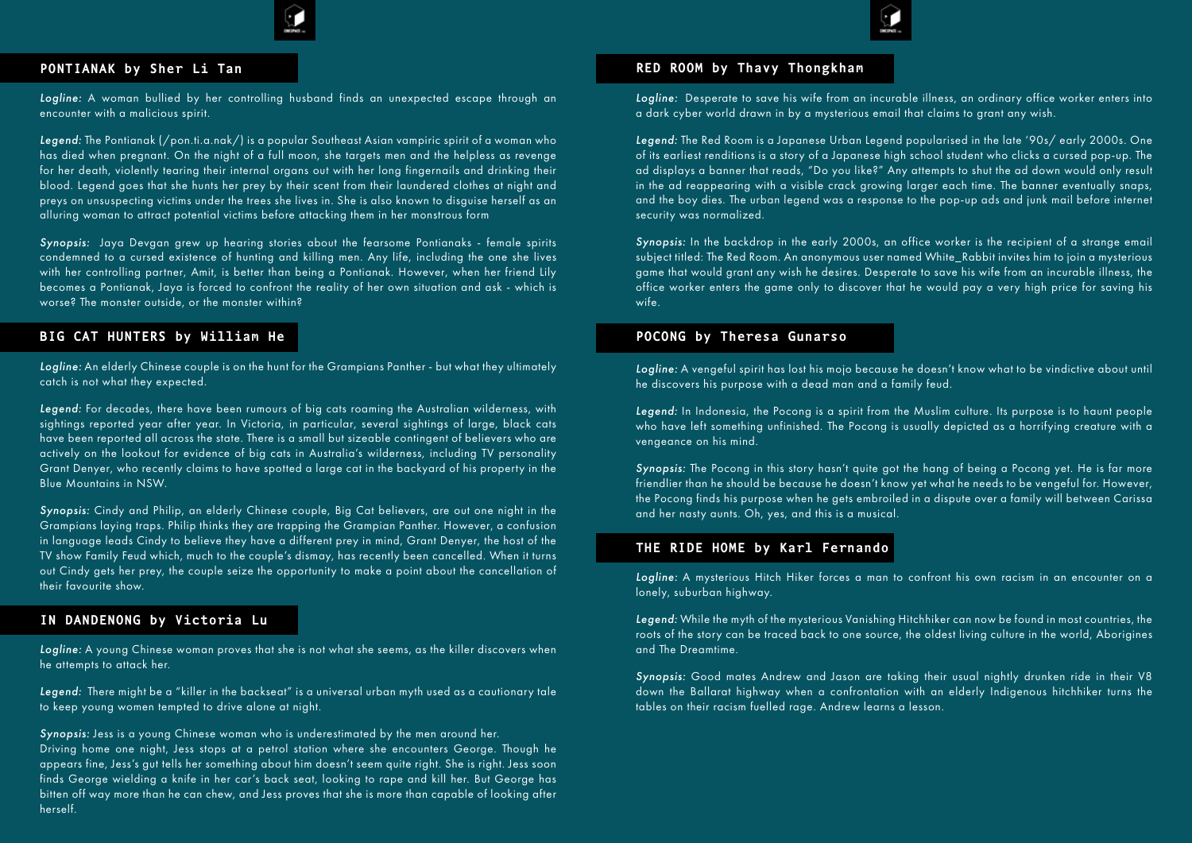## PONTIANAK by Sher Li Tan

*Logline:* A woman bullied by her controlling husband finds an unexpected escape through an encounter with a malicious spirit.

*Legend:* The Pontianak (/pon.ti.a.nak/) is a popular Southeast Asian vampiric spirit of a woman who has died when pregnant. On the night of a full moon, she targets men and the helpless as revenge for her death, violently tearing their internal organs out with her long fingernails and drinking their blood. Legend goes that she hunts her prey by their scent from their laundered clothes at night and preys on unsuspecting victims under the trees she lives in. She is also known to disguise herself as an alluring woman to attract potential victims before attacking them in her monstrous form

*Synopsis:* Jaya Devgan grew up hearing stories about the fearsome Pontianaks - female spirits condemned to a cursed existence of hunting and killing men. Any life, including the one she lives with her controlling partner, Amit, is better than being a Pontianak. However, when her friend Lily becomes a Pontianak, Jaya is forced to confront the reality of her own situation and ask - which is worse? The monster outside, or the monster within?

## BIG CAT HUNTERS by William He

*Logline:* An elderly Chinese couple is on the hunt for the Grampians Panther - but what they ultimately catch is not what they expected.

*Legend:* For decades, there have been rumours of big cats roaming the Australian wilderness, with sightings reported year after year. In Victoria, in particular, several sightings of large, black cats have been reported all across the state. There is a small but sizeable contingent of believers who are actively on the lookout for evidence of big cats in Australia's wilderness, including TV personality Grant Denyer, who recently claims to have spotted a large cat in the backyard of his property in the Blue Mountains in NSW.

*Synopsis:* Cindy and Philip, an elderly Chinese couple, Big Cat believers, are out one night in the Grampians laying traps. Philip thinks they are trapping the Grampian Panther. However, a confusion in language leads Cindy to believe they have a different prey in mind, Grant Denyer, the host of the TV show Family Feud which, much to the couple's dismay, has recently been cancelled. When it turns out Cindy gets her prey, the couple seize the opportunity to make a point about the cancellation of their favourite show.

## IN DANDENONG by Victoria Lu

*Logline:* A young Chinese woman proves that she is not what she seems, as the killer discovers when he attempts to attack her.

*Legend:* There might be a "killer in the backseat" is a universal urban myth used as a cautionary tale to keep young women tempted to drive alone at night.

*Synopsis:* Jess is a young Chinese woman who is underestimated by the men around her.
Driving home one night, Jess stops at a petrol station where she encounters George. Though he appears fine, Jess's gut tells her something about him doesn't seem quite right. She is right. Jess soon finds George wielding a knife in her car's back seat, looking to rape and kill her. But George has bitten off way more than he can chew, and Jess proves that she is more than capable of looking after herself.

## RED ROOM by Thavy Thongkham

*Logline:* Desperate to save his wife from an incurable illness, an ordinary office worker enters into a dark cyber world drawn in by a mysterious email that claims to grant any wish.

*Legend:* The Red Room is a Japanese Urban Legend popularised in the late '90s/ early 2000s. One of its earliest renditions is a story of a Japanese high school student who clicks a cursed pop-up. The ad displays a banner that reads, "Do you like?" Any attempts to shut the ad down would only result in the ad reappearing with a visible crack growing larger each time. The banner eventually snaps, and the boy dies. The urban legend was a response to the pop-up ads and junk mail before internet security was normalized.

*Synopsis:* In the backdrop in the early 2000s, an office worker is the recipient of a strange email subject titled: The Red Room. An anonymous user named White_Rabbit invites him to join a mysterious game that would grant any wish he desires. Desperate to save his wife from an incurable illness, the office worker enters the game only to discover that he would pay a very high price for saving his wife.

## POCONG by Theresa Gunarso

*Logline:* A vengeful spirit has lost his mojo because he doesn't know what to be vindictive about until he discovers his purpose with a dead man and a family feud.

*Legend:* In Indonesia, the Pocong is a spirit from the Muslim culture. Its purpose is to haunt people who have left something unfinished. The Pocong is usually depicted as a horrifying creature with a vengeance on his mind.

*Synopsis:* The Pocong in this story hasn't quite got the hang of being a Pocong yet. He is far more friendlier than he should be because he doesn't know yet what he needs to be vengeful for. However, the Pocong finds his purpose when he gets embroiled in a dispute over a family will between Carissa and her nasty aunts. Oh, yes, and this is a musical.

## THE RIDE HOME by Karl Fernando

*Logline:* A mysterious Hitch Hiker forces a man to confront his own racism in an encounter on a lonely, suburban highway.

*Legend:* While the myth of the mysterious Vanishing Hitchhiker can now be found in most countries, the roots of the story can be traced back to one source, the oldest living culture in the world, Aborigines and The Dreamtime.

*Synopsis:* Good mates Andrew and Jason are taking their usual nightly drunken ride in their V8 down the Ballarat highway when a confrontation with an elderly Indigenous hitchhiker turns the tables on their racism fuelled rage. Andrew learns a lesson.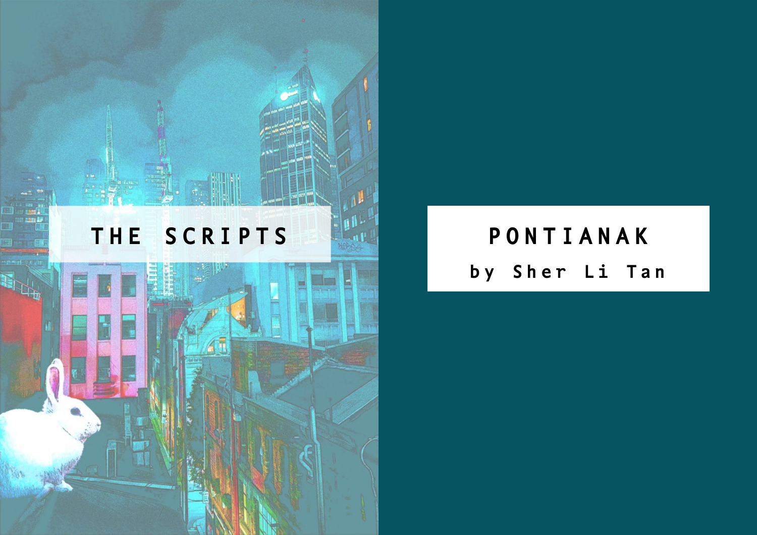# THE SCRIPTS

# PONTIANAK

by Sher Li Tan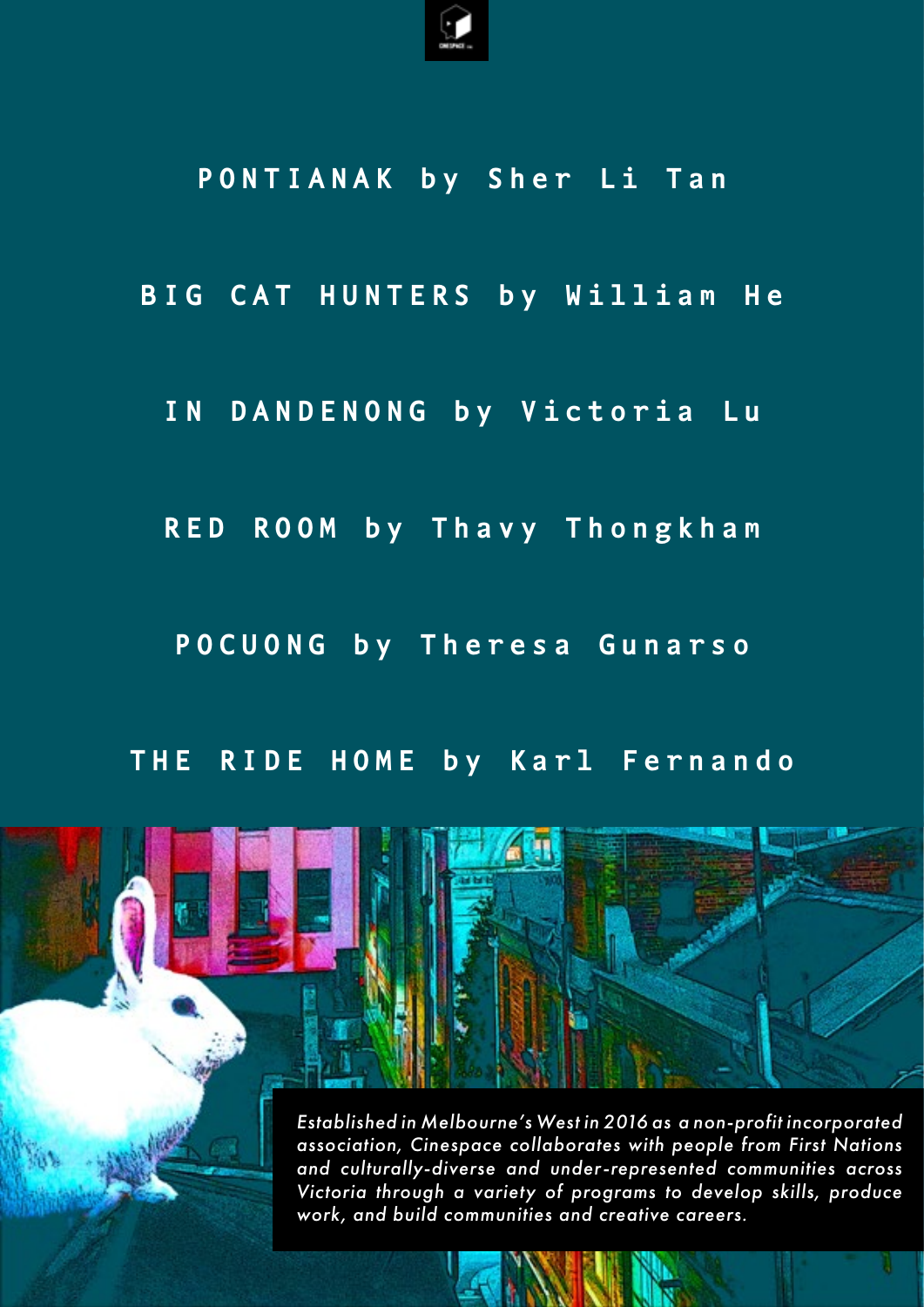PONTIANAK by Sher Li Tan

BIG CAT HUNTERS by William He

IN DANDENONG by Victoria Lu

RED ROOM by Thavy Thongkham

POCUONG by Theresa Gunarso

THE RIDE HOME by Karl Fernando

*Established in Melbourne's West in 2016 as a non-profit incorporated association, Cinespace collaborates with people from First Nations and culturally-diverse and under-represented communities across Victoria through a variety of programs to develop skills, produce work, and build communities and creative careers.*